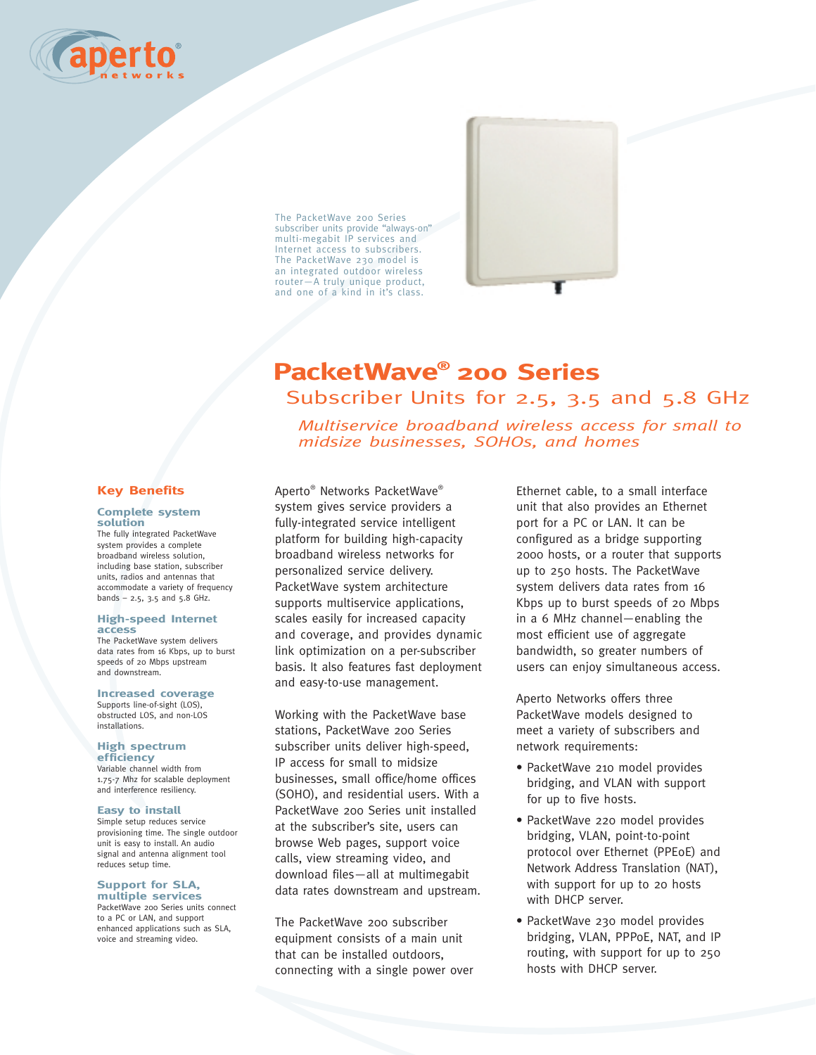The PacketWave 200 Series subscriber units provide "always-on" multi-megabit IP services and Internet access to subscribers. The PacketWave 230 model is an integrated outdoor wireless router—A truly unique product, and one of a kind in it's class.

# PacketWave® 200 Series

## Subscriber Units for 2.5, 3.5 and 5.8 GHz

*Multiservice broadband wireless access for small to midsize businesses, SOHOs, and homes*

## Key Benefits

### Complete system solution

The fully integrated PacketWave system provides a complete broadband wireless solution, including base station, subscriber units, radios and antennas that accommodate a variety of frequency bands – 2.5, 3.5 and 5.8 GHz.

### High-speed Internet access

The PacketWave system delivers data rates from 16 Kbps, up to burst speeds of 20 Mbps upstream and downstream.

### Increased coverage

Supports line-of-sight (LOS), obstructed LOS, and non-LOS installations.

### High spectrum efficiency

Variable channel width from 1.75-7 Mhz for scalable deployment and interference resiliency.

### Easy to install

Simple setup reduces service provisioning time. The single outdoor unit is easy to install. An audio signal and antenna alignment tool reduces setup time.

### Support for SLA, multiple services

PacketWave 200 Series units connect to a PC or LAN, and support enhanced applications such as SLA, voice and streaming video.

Aperto® Networks PacketWave® system gives service providers a fully-integrated service intelligent platform for building high-capacity broadband wireless networks for personalized service delivery. PacketWave system architecture supports multiservice applications, scales easily for increased capacity and coverage, and provides dynamic link optimization on a per-subscriber basis. It also features fast deployment and easy-to-use management.

Working with the PacketWave base stations, PacketWave 200 Series subscriber units deliver high-speed, IP access for small to midsize businesses, small office/home offices (SOHO), and residential users. With a PacketWave 200 Series unit installed at the subscriber's site, users can browse Web pages, support voice calls, view streaming video, and download files—all at multimegabit data rates downstream and upstream.

The PacketWave 200 subscriber equipment consists of a main unit that can be installed outdoors, connecting with a single power over Ethernet cable, to a small interface unit that also provides an Ethernet port for a PC or LAN. It can be configured as a bridge supporting 2000 hosts, or a router that supports up to 250 hosts. The PacketWave system delivers data rates from 16 Kbps up to burst speeds of 20 Mbps in a 6 MHz channel—enabling the most efficient use of aggregate bandwidth, so greater numbers of users can enjoy simultaneous access.

Aperto Networks offers three PacketWave models designed to meet a variety of subscribers and network requirements:

- PacketWave 210 model provides bridging, and VLAN with support for up to five hosts.
- PacketWave 220 model provides bridging, VLAN, point-to-point protocol over Ethernet (PPEoE) and Network Address Translation (NAT), with support for up to 20 hosts with DHCP server.
- PacketWave 230 model provides bridging, VLAN, PPPoE, NAT, and IP routing, with support for up to 250 hosts with DHCP server.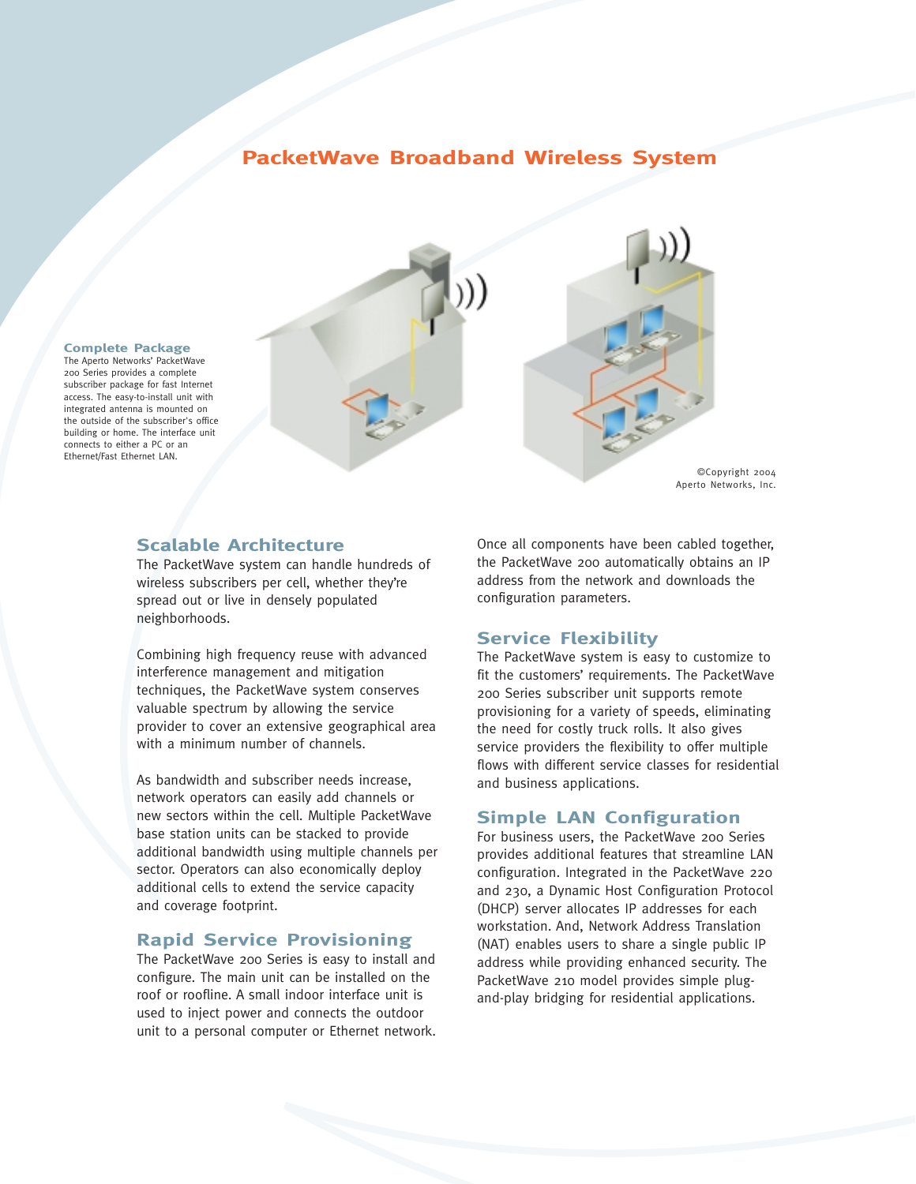# PacketWave Broadband Wireless System

**Complete Package**

The Aperto Networks' PacketWave 200 Series provides a complete subscriber package for fast Internet access. The easy-to-install unit with integrated antenna is mounted on the outside of the subscriber's office building or home. The interface unit connects to either a PC or an Ethernet/Fast Ethernet LAN.

©Copyright 2004 Aperto Networks, Inc.

## Scalable Architecture

The PacketWave system can handle hundreds of wireless subscribers per cell, whether they're spread out or live in densely populated neighborhoods.

Combining high frequency reuse with advanced interference management and mitigation techniques, the PacketWave system conserves valuable spectrum by allowing the service provider to cover an extensive geographical area with a minimum number of channels.

As bandwidth and subscriber needs increase, network operators can easily add channels or new sectors within the cell. Multiple PacketWave base station units can be stacked to provide additional bandwidth using multiple channels per sector. Operators can also economically deploy additional cells to extend the service capacity and coverage footprint.

## Rapid Service Provisioning

The PacketWave 200 Series is easy to install and configure. The main unit can be installed on the roof or roofline. A small indoor interface unit is used to inject power and connects the outdoor unit to a personal computer or Ethernet network.

Once all components have been cabled together, the PacketWave 200 automatically obtains an IP address from the network and downloads the configuration parameters.

## Service Flexibility

The PacketWave system is easy to customize to fit the customers' requirements. The PacketWave 200 Series subscriber unit supports remote provisioning for a variety of speeds, eliminating the need for costly truck rolls. It also gives service providers the flexibility to offer multiple flows with different service classes for residential and business applications.

## Simple LAN Configuration

For business users, the PacketWave 200 Series provides additional features that streamline LAN configuration. Integrated in the PacketWave 220 and 230, a Dynamic Host Configuration Protocol (DHCP) server allocates IP addresses for each workstation. And, Network Address Translation (NAT) enables users to share a single public IP address while providing enhanced security. The PacketWave 210 model provides simple plug-and-play bridging for residential applications.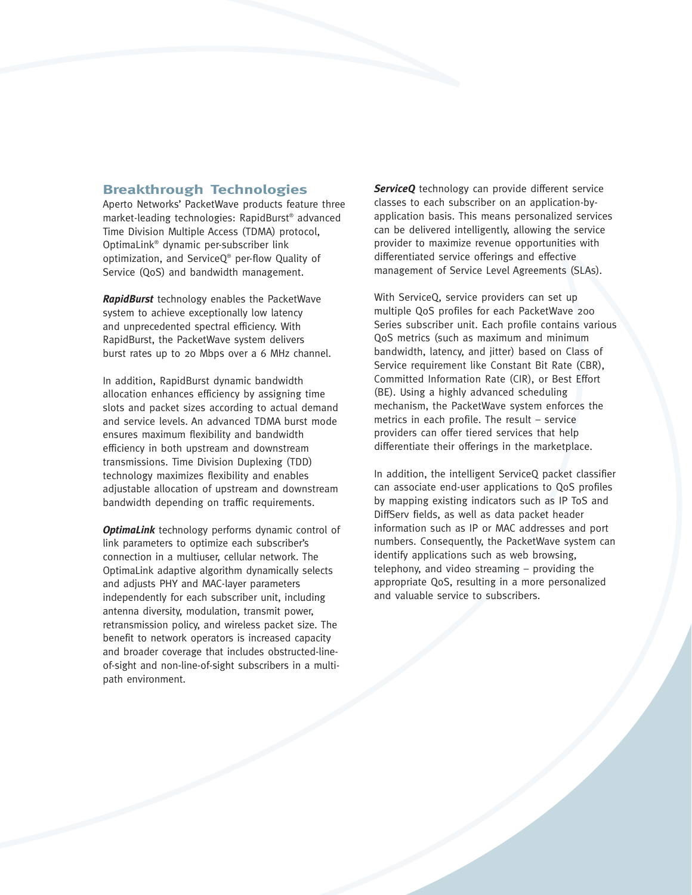## Breakthrough Technologies

Aperto Networks' PacketWave products feature three market-leading technologies: RapidBurst® advanced Time Division Multiple Access (TDMA) protocol, OptimaLink® dynamic per-subscriber link optimization, and ServiceQ® per-flow Quality of Service (QoS) and bandwidth management.

***RapidBurst*** technology enables the PacketWave system to achieve exceptionally low latency and unprecedented spectral efficiency. With RapidBurst, the PacketWave system delivers burst rates up to 20 Mbps over a 6 MHz channel.

In addition, RapidBurst dynamic bandwidth allocation enhances efficiency by assigning time slots and packet sizes according to actual demand and service levels. An advanced TDMA burst mode ensures maximum flexibility and bandwidth efficiency in both upstream and downstream transmissions. Time Division Duplexing (TDD) technology maximizes flexibility and enables adjustable allocation of upstream and downstream bandwidth depending on traffic requirements.

***OptimaLink*** technology performs dynamic control of link parameters to optimize each subscriber's connection in a multiuser, cellular network. The OptimaLink adaptive algorithm dynamically selects and adjusts PHY and MAC-layer parameters independently for each subscriber unit, including antenna diversity, modulation, transmit power, retransmission policy, and wireless packet size. The benefit to network operators is increased capacity and broader coverage that includes obstructed-line-of-sight and non-line-of-sight subscribers in a multi-path environment.

***ServiceQ*** technology can provide different service classes to each subscriber on an application-by-application basis. This means personalized services can be delivered intelligently, allowing the service provider to maximize revenue opportunities with differentiated service offerings and effective management of Service Level Agreements (SLAs).

With ServiceQ, service providers can set up multiple QoS profiles for each PacketWave 200 Series subscriber unit. Each profile contains various QoS metrics (such as maximum and minimum bandwidth, latency, and jitter) based on Class of Service requirement like Constant Bit Rate (CBR), Committed Information Rate (CIR), or Best Effort (BE). Using a highly advanced scheduling mechanism, the PacketWave system enforces the metrics in each profile. The result – service providers can offer tiered services that help differentiate their offerings in the marketplace.

In addition, the intelligent ServiceQ packet classifier can associate end-user applications to QoS profiles by mapping existing indicators such as IP ToS and DiffServ fields, as well as data packet header information such as IP or MAC addresses and port numbers. Consequently, the PacketWave system can identify applications such as web browsing, telephony, and video streaming – providing the appropriate QoS, resulting in a more personalized and valuable service to subscribers.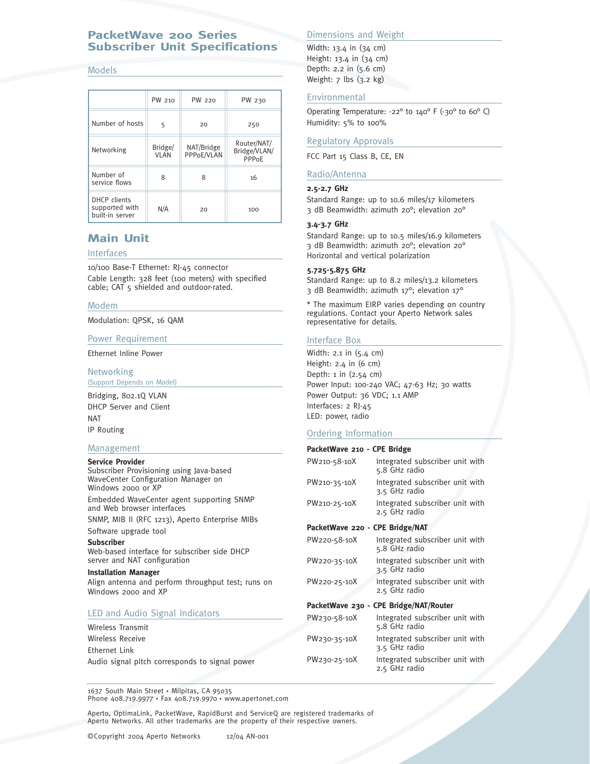# PacketWave 200 Series Subscriber Unit Specifications

## Models

| | PW 210 | PW 220 | PW 230 |
|---|---|---|---|
| Number of hosts | 5 | 20 | 250 |
| Networking | Bridge/ VLAN | NAT/Bridge PPPoE/VLAN | Router/NAT/ Bridge/VLAN/ PPPoE |
| Number of service flows | 8 | 8 | 16 |
| DHCP clients supported with built-in server | N/A | 20 | 100 |

## Main Unit

### Interfaces

10/100 Base-T Ethernet: RJ-45 connector

Cable Length: 328 feet (100 meters) with specified cable; CAT 5 shielded and outdoor-rated.

### Modem

Modulation: QPSK, 16 QAM

### Power Requirement

Ethernet Inline Power

### Networking

(Support Depends on Model)

Bridging, 802.1Q VLAN

DHCP Server and Client

NAT

IP Routing

### Management

**Service Provider**
Subscriber Provisioning using Java-based WaveCenter Configuration Manager on Windows 2000 or XP

Embedded WaveCenter agent supporting SNMP and Web browser interfaces

SNMP, MIB II (RFC 1213), Aperto Enterprise MIBs

Software upgrade tool

**Subscriber**
Web-based interface for subscriber side DHCP server and NAT configuration

**Installation Manager**
Align antenna and perform throughput test; runs on Windows 2000 and XP

### LED and Audio Signal Indicators

Wireless Transmit

Wireless Receive

Ethernet Link

Audio signal pitch corresponds to signal power

### Dimensions and Weight

Width: 13.4 in (34 cm)

Height: 13.4 in (34 cm)

Depth: 2.2 in (5.6 cm)

Weight: 7 lbs (3.2 kg)

### Environmental

Operating Temperature: -22° to 140° F (-30° to 60° C)

Humidity: 5% to 100%

### Regulatory Approvals

FCC Part 15 Class B, CE, EN

### Radio/Antenna

**2.5-2.7 GHz**
Standard Range: up to 10.6 miles/17 kilometers
3 dB Beamwidth: azimuth 20°; elevation 20°

**3.4-3.7 GHz**
Standard Range: up to 10.5 miles/16.9 kilometers
3 dB Beamwidth: azimuth 20°; elevation 20°
Horizontal and vertical polarization

**5.725-5.875 GHz**
Standard Range: up to 8.2 miles/13.2 kilometers
3 dB Beamwidth: azimuth 17°; elevation 17°

* The maximum EIRP varies depending on country regulations. Contact your Aperto Network sales representative for details.

### Interface Box

Width: 2.1 in (5.4 cm)

Height: 2.4 in (6 cm)

Depth: 1 in (2.54 cm)

Power Input: 100-240 VAC; 47-63 Hz; 30 watts

Power Output: 36 VDC; 1.1 AMP

Interfaces: 2 RJ-45

LED: power, radio

### Ordering Information

**PacketWave 210 - CPE Bridge**

| | |
|---|---|
| PW210-58-10X | Integrated subscriber unit with 5.8 GHz radio |
| PW210-35-10X | Integrated subscriber unit with 3.5 GHz radio |
| PW210-25-10X | Integrated subscriber unit with 2.5 GHz radio |

**PacketWave 220 - CPE Bridge/NAT**

| | |
|---|---|
| PW220-58-10X | Integrated subscriber unit with 5.8 GHz radio |
| PW220-35-10X | Integrated subscriber unit with 3.5 GHz radio |
| PW220-25-10X | Integrated subscriber unit with 2.5 GHz radio |

**PacketWave 230 - CPE Bridge/NAT/Router**

| | |
|---|---|
| PW230-58-10X | Integrated subscriber unit with 5.8 GHz radio |
| PW230-35-10X | Integrated subscriber unit with 3.5 GHz radio |
| PW230-25-10X | Integrated subscriber unit with 2.5 GHz radio |

1637 South Main Street • Milpitas, CA 95035
Phone 408.719.9977 • Fax 408.719.9970 • www.apertonet.com

Aperto, OptimaLink, PacketWave, RapidBurst and ServiceQ are registered trademarks of Aperto Networks. All other trademarks are the property of their respective owners.

©Copyright 2004 Aperto Networks 12/04 AN-001